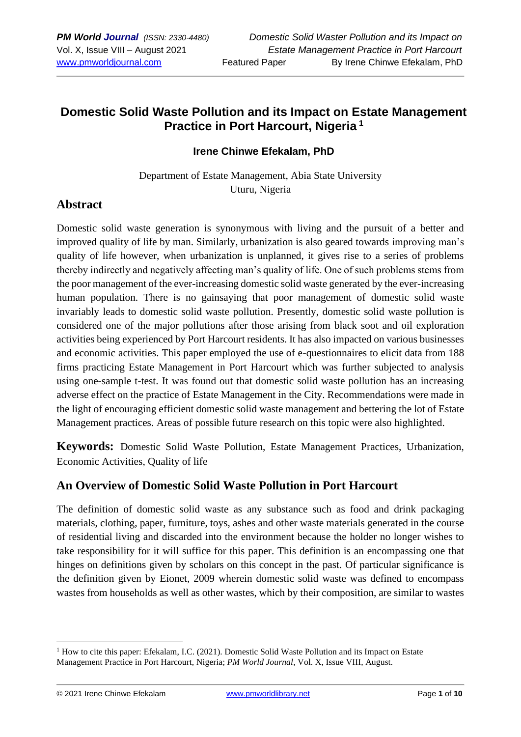# Domestic Solid Waste Pollution and its Impact on Estate Management Practice in Port Harcourt, Nigeria [1]

**Irene Chinwe Efekalam, PhD**

Department of Estate Management, Abia State University
Uturu, Nigeria

## Abstract

Domestic solid waste generation is synonymous with living and the pursuit of a better and improved quality of life by man. Similarly, urbanization is also geared towards improving man's quality of life however, when urbanization is unplanned, it gives rise to a series of problems thereby indirectly and negatively affecting man's quality of life. One of such problems stems from the poor management of the ever-increasing domestic solid waste generated by the ever-increasing human population. There is no gainsaying that poor management of domestic solid waste invariably leads to domestic solid waste pollution. Presently, domestic solid waste pollution is considered one of the major pollutions after those arising from black soot and oil exploration activities being experienced by Port Harcourt residents. It has also impacted on various businesses and economic activities. This paper employed the use of e-questionnaires to elicit data from 188 firms practicing Estate Management in Port Harcourt which was further subjected to analysis using one-sample t-test. It was found out that domestic solid waste pollution has an increasing adverse effect on the practice of Estate Management in the City. Recommendations were made in the light of encouraging efficient domestic solid waste management and bettering the lot of Estate Management practices. Areas of possible future research on this topic were also highlighted.

**Keywords:** Domestic Solid Waste Pollution, Estate Management Practices, Urbanization, Economic Activities, Quality of life

## An Overview of Domestic Solid Waste Pollution in Port Harcourt

The definition of domestic solid waste as any substance such as food and drink packaging materials, clothing, paper, furniture, toys, ashes and other waste materials generated in the course of residential living and discarded into the environment because the holder no longer wishes to take responsibility for it will suffice for this paper. This definition is an encompassing one that hinges on definitions given by scholars on this concept in the past. Of particular significance is the definition given by Eionet, 2009 wherein domestic solid waste was defined to encompass wastes from households as well as other wastes, which by their composition, are similar to wastes

---

[1] How to cite this paper: Efekalam, I.C. (2021). Domestic Solid Waste Pollution and its Impact on Estate Management Practice in Port Harcourt, Nigeria; *PM World Journal*, Vol. X, Issue VIII, August.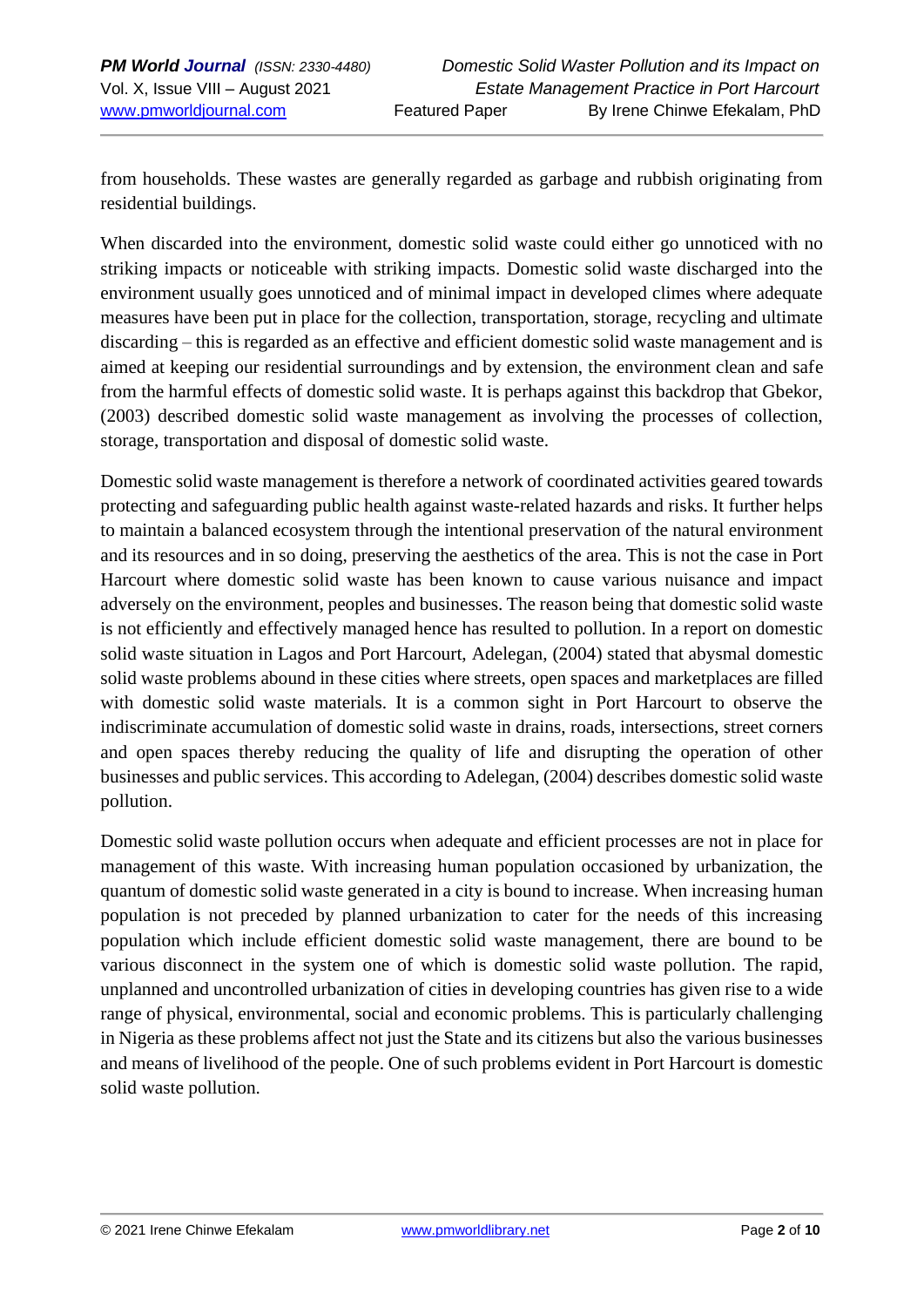from households. These wastes are generally regarded as garbage and rubbish originating from residential buildings.

When discarded into the environment, domestic solid waste could either go unnoticed with no striking impacts or noticeable with striking impacts. Domestic solid waste discharged into the environment usually goes unnoticed and of minimal impact in developed climes where adequate measures have been put in place for the collection, transportation, storage, recycling and ultimate discarding – this is regarded as an effective and efficient domestic solid waste management and is aimed at keeping our residential surroundings and by extension, the environment clean and safe from the harmful effects of domestic solid waste. It is perhaps against this backdrop that Gbekor, (2003) described domestic solid waste management as involving the processes of collection, storage, transportation and disposal of domestic solid waste.

Domestic solid waste management is therefore a network of coordinated activities geared towards protecting and safeguarding public health against waste-related hazards and risks. It further helps to maintain a balanced ecosystem through the intentional preservation of the natural environment and its resources and in so doing, preserving the aesthetics of the area. This is not the case in Port Harcourt where domestic solid waste has been known to cause various nuisance and impact adversely on the environment, peoples and businesses. The reason being that domestic solid waste is not efficiently and effectively managed hence has resulted to pollution. In a report on domestic solid waste situation in Lagos and Port Harcourt, Adelegan, (2004) stated that abysmal domestic solid waste problems abound in these cities where streets, open spaces and marketplaces are filled with domestic solid waste materials. It is a common sight in Port Harcourt to observe the indiscriminate accumulation of domestic solid waste in drains, roads, intersections, street corners and open spaces thereby reducing the quality of life and disrupting the operation of other businesses and public services. This according to Adelegan, (2004) describes domestic solid waste pollution.

Domestic solid waste pollution occurs when adequate and efficient processes are not in place for management of this waste. With increasing human population occasioned by urbanization, the quantum of domestic solid waste generated in a city is bound to increase. When increasing human population is not preceded by planned urbanization to cater for the needs of this increasing population which include efficient domestic solid waste management, there are bound to be various disconnect in the system one of which is domestic solid waste pollution. The rapid, unplanned and uncontrolled urbanization of cities in developing countries has given rise to a wide range of physical, environmental, social and economic problems. This is particularly challenging in Nigeria as these problems affect not just the State and its citizens but also the various businesses and means of livelihood of the people. One of such problems evident in Port Harcourt is domestic solid waste pollution.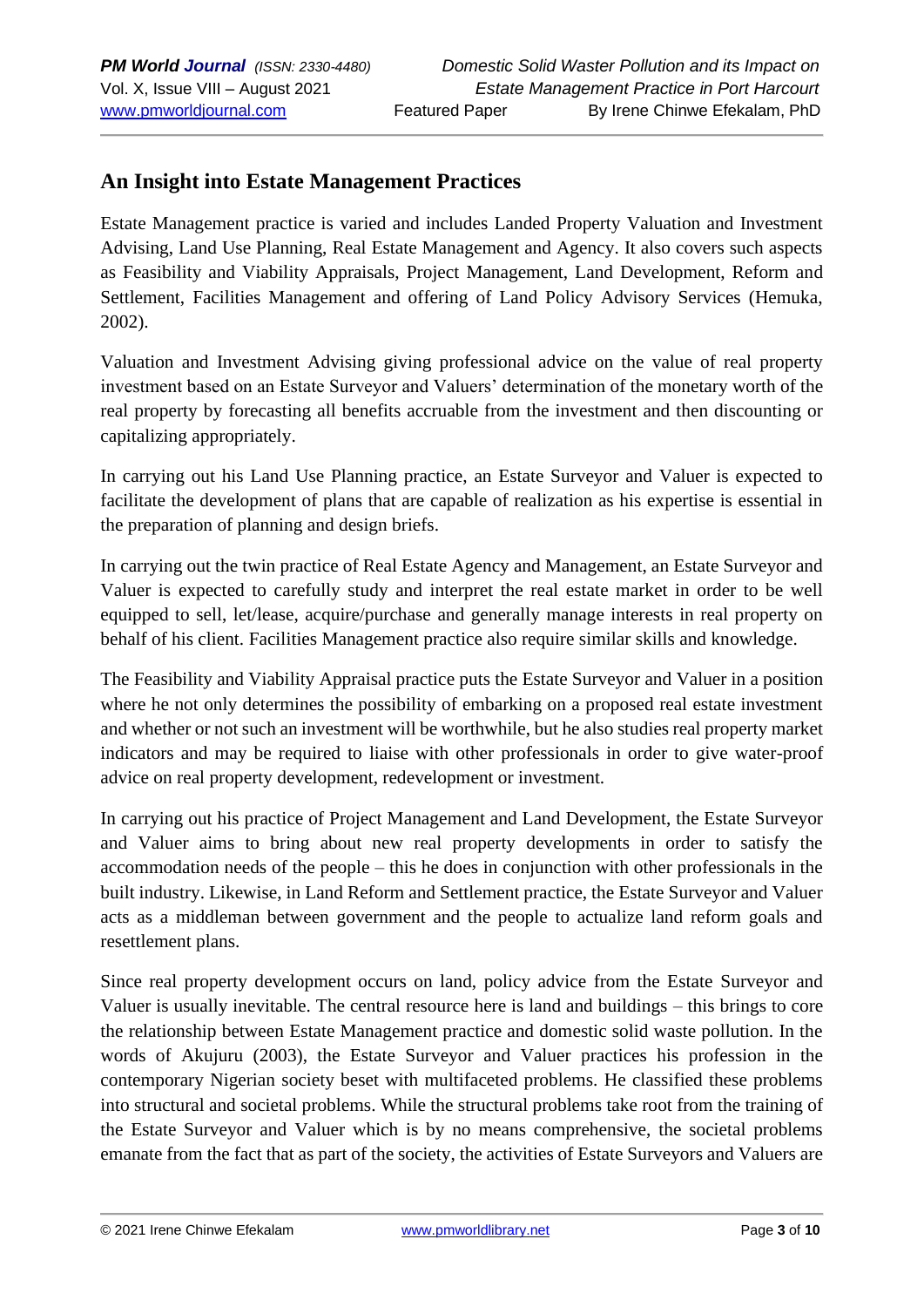## An Insight into Estate Management Practices

Estate Management practice is varied and includes Landed Property Valuation and Investment Advising, Land Use Planning, Real Estate Management and Agency. It also covers such aspects as Feasibility and Viability Appraisals, Project Management, Land Development, Reform and Settlement, Facilities Management and offering of Land Policy Advisory Services (Hemuka, 2002).

Valuation and Investment Advising giving professional advice on the value of real property investment based on an Estate Surveyor and Valuers' determination of the monetary worth of the real property by forecasting all benefits accruable from the investment and then discounting or capitalizing appropriately.

In carrying out his Land Use Planning practice, an Estate Surveyor and Valuer is expected to facilitate the development of plans that are capable of realization as his expertise is essential in the preparation of planning and design briefs.

In carrying out the twin practice of Real Estate Agency and Management, an Estate Surveyor and Valuer is expected to carefully study and interpret the real estate market in order to be well equipped to sell, let/lease, acquire/purchase and generally manage interests in real property on behalf of his client. Facilities Management practice also require similar skills and knowledge.

The Feasibility and Viability Appraisal practice puts the Estate Surveyor and Valuer in a position where he not only determines the possibility of embarking on a proposed real estate investment and whether or not such an investment will be worthwhile, but he also studies real property market indicators and may be required to liaise with other professionals in order to give water-proof advice on real property development, redevelopment or investment.

In carrying out his practice of Project Management and Land Development, the Estate Surveyor and Valuer aims to bring about new real property developments in order to satisfy the accommodation needs of the people – this he does in conjunction with other professionals in the built industry. Likewise, in Land Reform and Settlement practice, the Estate Surveyor and Valuer acts as a middleman between government and the people to actualize land reform goals and resettlement plans.

Since real property development occurs on land, policy advice from the Estate Surveyor and Valuer is usually inevitable. The central resource here is land and buildings – this brings to core the relationship between Estate Management practice and domestic solid waste pollution. In the words of Akujuru (2003), the Estate Surveyor and Valuer practices his profession in the contemporary Nigerian society beset with multifaceted problems. He classified these problems into structural and societal problems. While the structural problems take root from the training of the Estate Surveyor and Valuer which is by no means comprehensive, the societal problems emanate from the fact that as part of the society, the activities of Estate Surveyors and Valuers are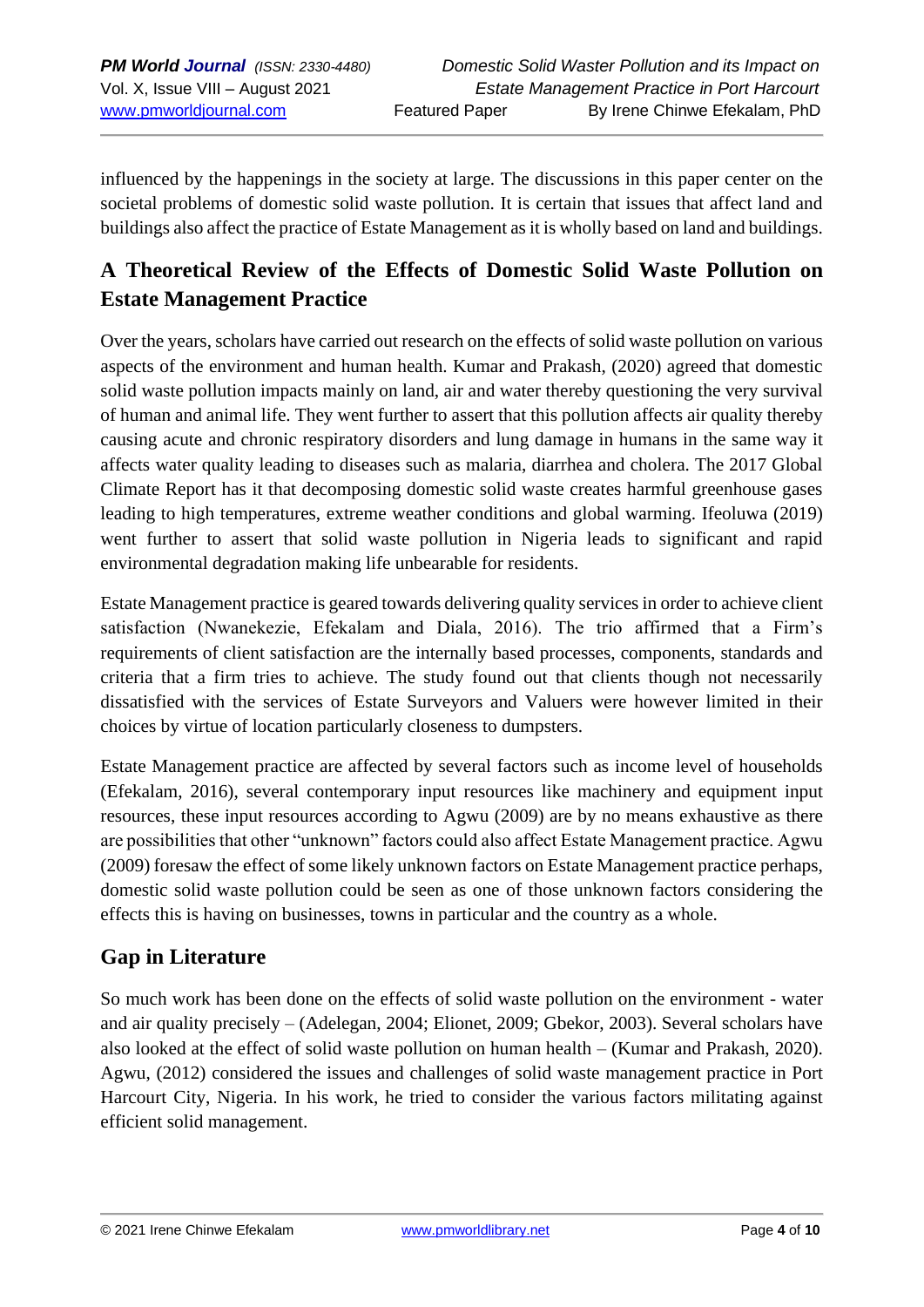influenced by the happenings in the society at large. The discussions in this paper center on the societal problems of domestic solid waste pollution. It is certain that issues that affect land and buildings also affect the practice of Estate Management as it is wholly based on land and buildings.

## A Theoretical Review of the Effects of Domestic Solid Waste Pollution on Estate Management Practice

Over the years, scholars have carried out research on the effects of solid waste pollution on various aspects of the environment and human health. Kumar and Prakash, (2020) agreed that domestic solid waste pollution impacts mainly on land, air and water thereby questioning the very survival of human and animal life. They went further to assert that this pollution affects air quality thereby causing acute and chronic respiratory disorders and lung damage in humans in the same way it affects water quality leading to diseases such as malaria, diarrhea and cholera. The 2017 Global Climate Report has it that decomposing domestic solid waste creates harmful greenhouse gases leading to high temperatures, extreme weather conditions and global warming. Ifeoluwa (2019) went further to assert that solid waste pollution in Nigeria leads to significant and rapid environmental degradation making life unbearable for residents.

Estate Management practice is geared towards delivering quality services in order to achieve client satisfaction (Nwanekezie, Efekalam and Diala, 2016). The trio affirmed that a Firm's requirements of client satisfaction are the internally based processes, components, standards and criteria that a firm tries to achieve. The study found out that clients though not necessarily dissatisfied with the services of Estate Surveyors and Valuers were however limited in their choices by virtue of location particularly closeness to dumpsters.

Estate Management practice are affected by several factors such as income level of households (Efekalam, 2016), several contemporary input resources like machinery and equipment input resources, these input resources according to Agwu (2009) are by no means exhaustive as there are possibilities that other "unknown" factors could also affect Estate Management practice. Agwu (2009) foresaw the effect of some likely unknown factors on Estate Management practice perhaps, domestic solid waste pollution could be seen as one of those unknown factors considering the effects this is having on businesses, towns in particular and the country as a whole.

## Gap in Literature

So much work has been done on the effects of solid waste pollution on the environment - water and air quality precisely – (Adelegan, 2004; Elionet, 2009; Gbekor, 2003). Several scholars have also looked at the effect of solid waste pollution on human health – (Kumar and Prakash, 2020). Agwu, (2012) considered the issues and challenges of solid waste management practice in Port Harcourt City, Nigeria. In his work, he tried to consider the various factors militating against efficient solid management.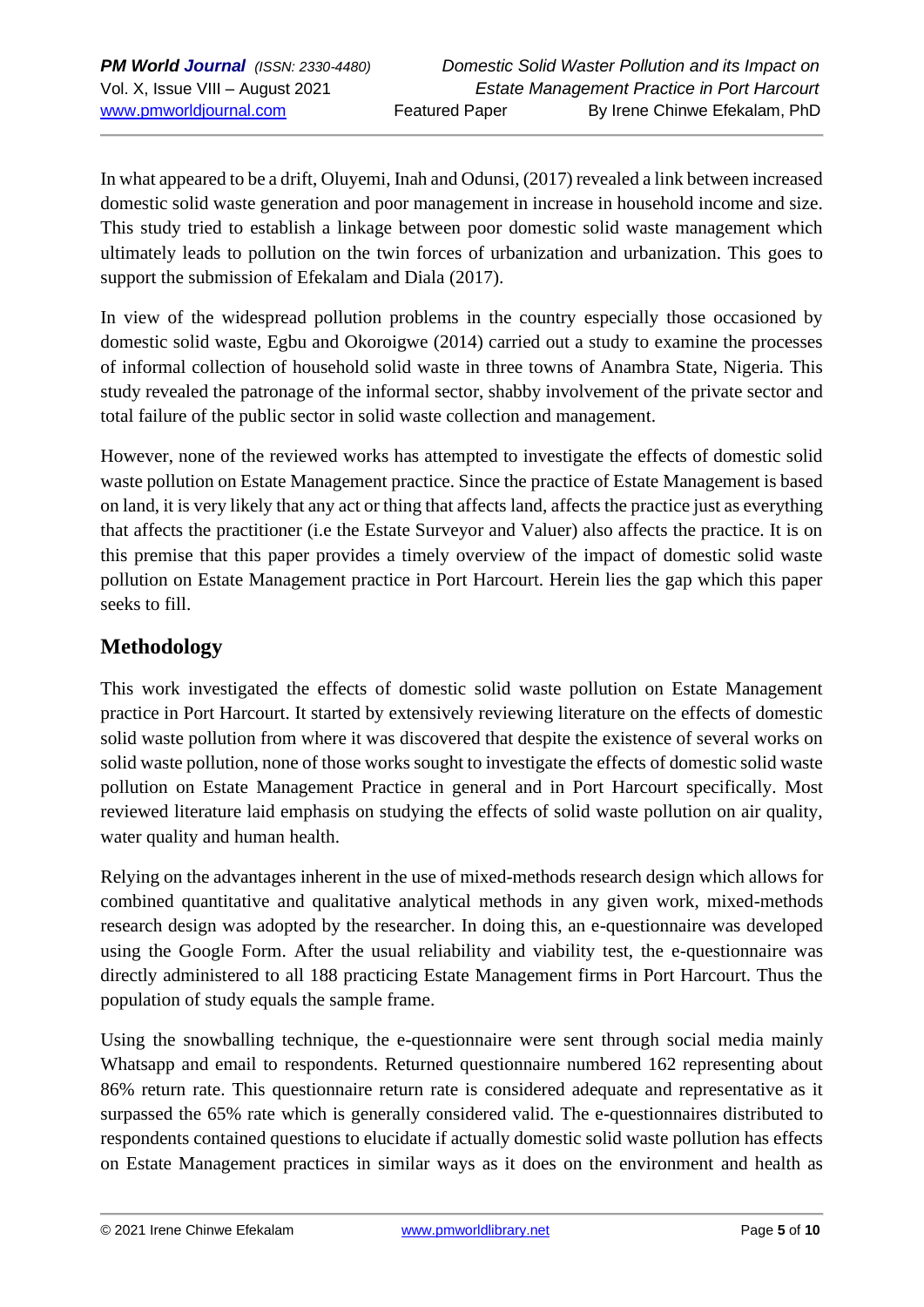In what appeared to be a drift, Oluyemi, Inah and Odunsi, (2017) revealed a link between increased domestic solid waste generation and poor management in increase in household income and size. This study tried to establish a linkage between poor domestic solid waste management which ultimately leads to pollution on the twin forces of urbanization and urbanization. This goes to support the submission of Efekalam and Diala (2017).

In view of the widespread pollution problems in the country especially those occasioned by domestic solid waste, Egbu and Okoroigwe (2014) carried out a study to examine the processes of informal collection of household solid waste in three towns of Anambra State, Nigeria. This study revealed the patronage of the informal sector, shabby involvement of the private sector and total failure of the public sector in solid waste collection and management.

However, none of the reviewed works has attempted to investigate the effects of domestic solid waste pollution on Estate Management practice. Since the practice of Estate Management is based on land, it is very likely that any act or thing that affects land, affects the practice just as everything that affects the practitioner (i.e the Estate Surveyor and Valuer) also affects the practice. It is on this premise that this paper provides a timely overview of the impact of domestic solid waste pollution on Estate Management practice in Port Harcourt. Herein lies the gap which this paper seeks to fill.

## Methodology

This work investigated the effects of domestic solid waste pollution on Estate Management practice in Port Harcourt. It started by extensively reviewing literature on the effects of domestic solid waste pollution from where it was discovered that despite the existence of several works on solid waste pollution, none of those works sought to investigate the effects of domestic solid waste pollution on Estate Management Practice in general and in Port Harcourt specifically. Most reviewed literature laid emphasis on studying the effects of solid waste pollution on air quality, water quality and human health.

Relying on the advantages inherent in the use of mixed-methods research design which allows for combined quantitative and qualitative analytical methods in any given work, mixed-methods research design was adopted by the researcher. In doing this, an e-questionnaire was developed using the Google Form. After the usual reliability and viability test, the e-questionnaire was directly administered to all 188 practicing Estate Management firms in Port Harcourt. Thus the population of study equals the sample frame.

Using the snowballing technique, the e-questionnaire were sent through social media mainly Whatsapp and email to respondents. Returned questionnaire numbered 162 representing about 86% return rate. This questionnaire return rate is considered adequate and representative as it surpassed the 65% rate which is generally considered valid. The e-questionnaires distributed to respondents contained questions to elucidate if actually domestic solid waste pollution has effects on Estate Management practices in similar ways as it does on the environment and health as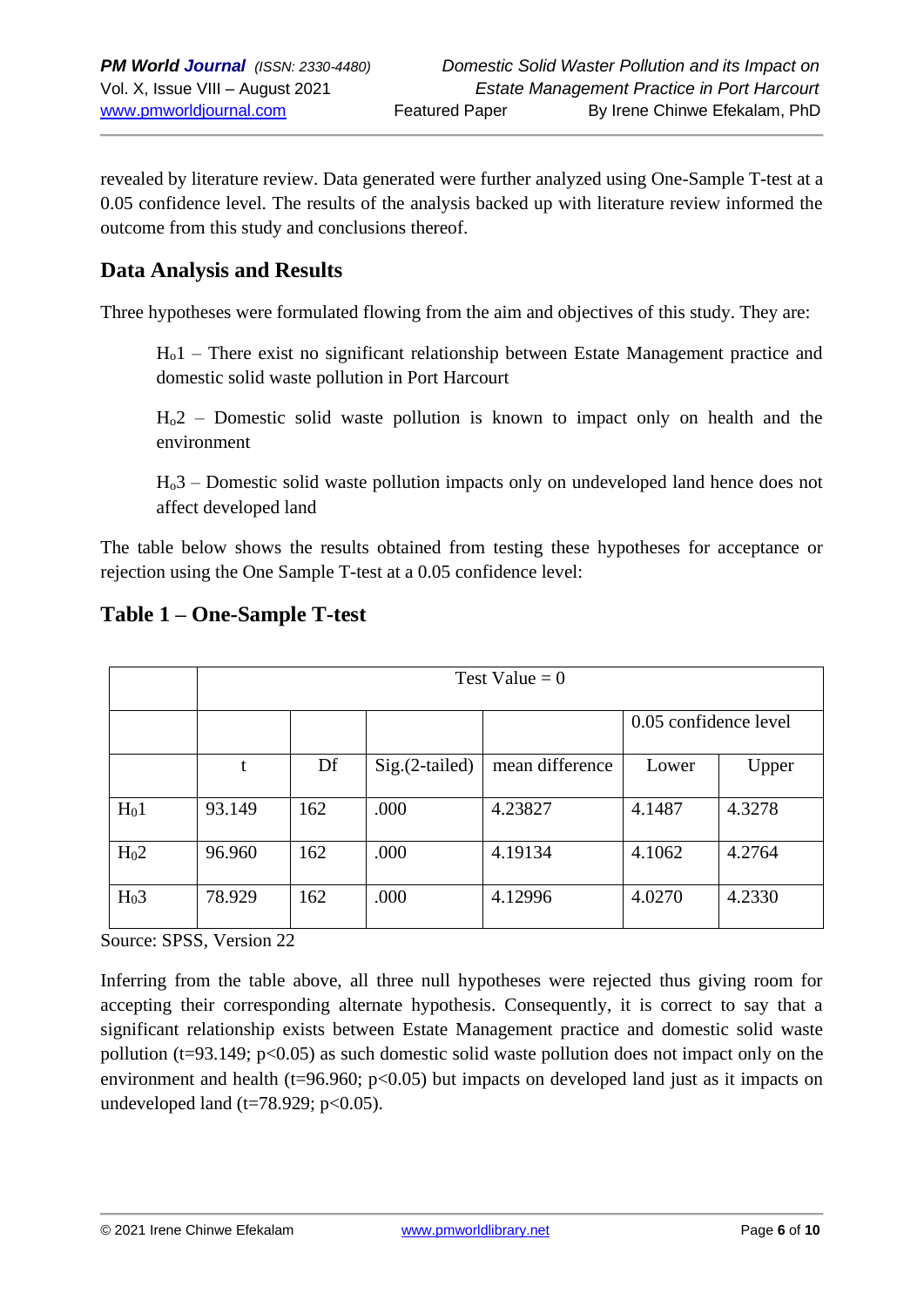revealed by literature review. Data generated were further analyzed using One-Sample T-test at a 0.05 confidence level. The results of the analysis backed up with literature review informed the outcome from this study and conclusions thereof.

## Data Analysis and Results

Three hypotheses were formulated flowing from the aim and objectives of this study. They are:

> $H_o1$ – There exist no significant relationship between Estate Management practice and domestic solid waste pollution in Port Harcourt
>
> $H_o2$ – Domestic solid waste pollution is known to impact only on health and the environment
>
> $H_o3$ – Domestic solid waste pollution impacts only on undeveloped land hence does not affect developed land

The table below shows the results obtained from testing these hypotheses for acceptance or rejection using the One Sample T-test at a 0.05 confidence level:

## Table 1 – One-Sample T-test

| | Test Value = 0 | | | | | |
|---|---|---|---|---|---|---|
| | | | | | 0.05 confidence level | |
| | t | Df | Sig.(2-tailed) | mean difference | Lower | Upper |
| $H_01$ | 93.149 | 162 | .000 | 4.23827 | 4.1487 | 4.3278 |
| $H_02$ | 96.960 | 162 | .000 | 4.19134 | 4.1062 | 4.2764 |
| $H_03$ | 78.929 | 162 | .000 | 4.12996 | 4.0270 | 4.2330 |

Source: SPSS, Version 22

Inferring from the table above, all three null hypotheses were rejected thus giving room for accepting their corresponding alternate hypothesis. Consequently, it is correct to say that a significant relationship exists between Estate Management practice and domestic solid waste pollution ($t=93.149$; $p<0.05$) as such domestic solid waste pollution does not impact only on the environment and health ($t=96.960$; $p<0.05$) but impacts on developed land just as it impacts on undeveloped land ($t=78.929$; $p<0.05$).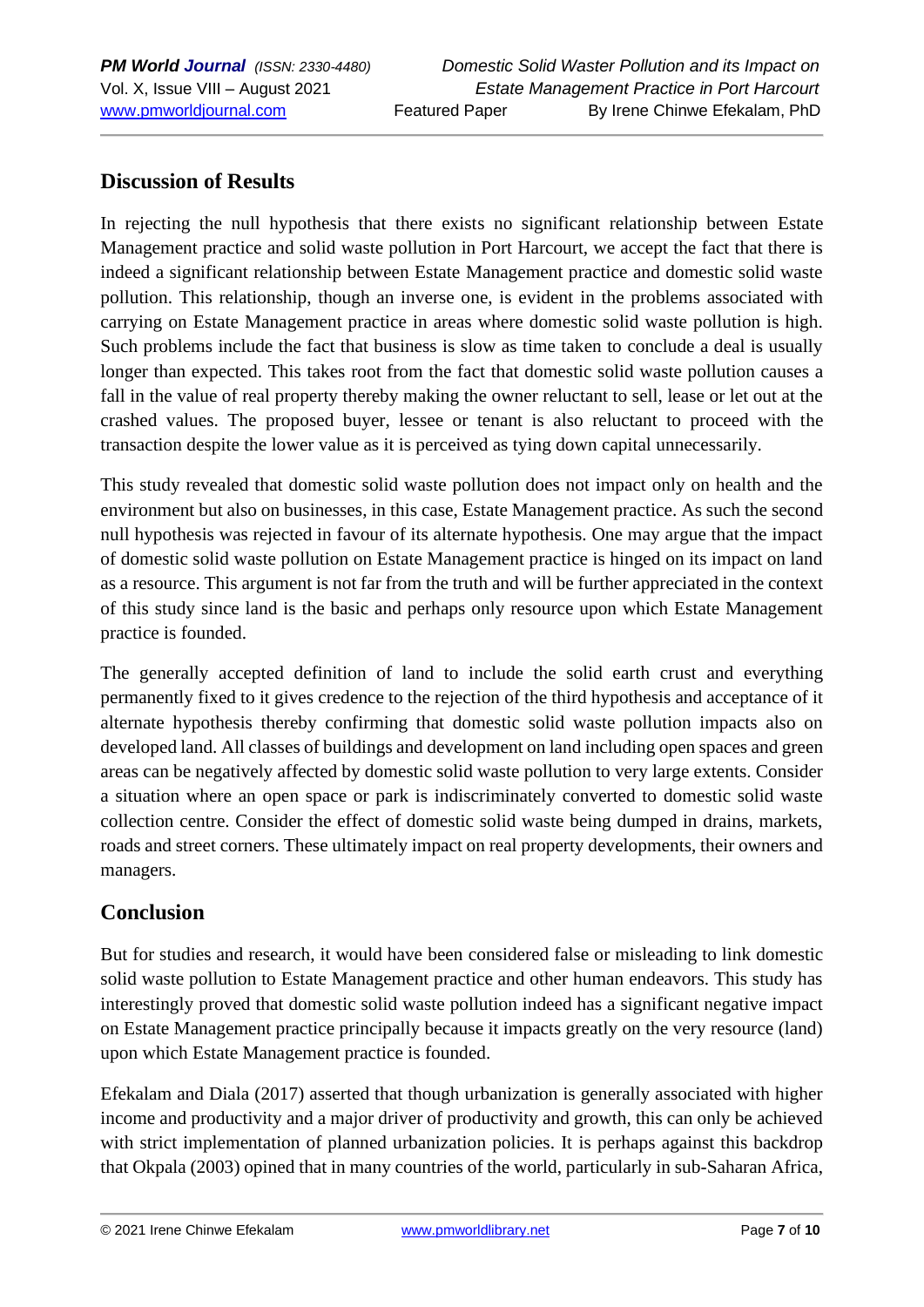## Discussion of Results

In rejecting the null hypothesis that there exists no significant relationship between Estate Management practice and solid waste pollution in Port Harcourt, we accept the fact that there is indeed a significant relationship between Estate Management practice and domestic solid waste pollution. This relationship, though an inverse one, is evident in the problems associated with carrying on Estate Management practice in areas where domestic solid waste pollution is high. Such problems include the fact that business is slow as time taken to conclude a deal is usually longer than expected. This takes root from the fact that domestic solid waste pollution causes a fall in the value of real property thereby making the owner reluctant to sell, lease or let out at the crashed values. The proposed buyer, lessee or tenant is also reluctant to proceed with the transaction despite the lower value as it is perceived as tying down capital unnecessarily.

This study revealed that domestic solid waste pollution does not impact only on health and the environment but also on businesses, in this case, Estate Management practice. As such the second null hypothesis was rejected in favour of its alternate hypothesis. One may argue that the impact of domestic solid waste pollution on Estate Management practice is hinged on its impact on land as a resource. This argument is not far from the truth and will be further appreciated in the context of this study since land is the basic and perhaps only resource upon which Estate Management practice is founded.

The generally accepted definition of land to include the solid earth crust and everything permanently fixed to it gives credence to the rejection of the third hypothesis and acceptance of it alternate hypothesis thereby confirming that domestic solid waste pollution impacts also on developed land. All classes of buildings and development on land including open spaces and green areas can be negatively affected by domestic solid waste pollution to very large extents. Consider a situation where an open space or park is indiscriminately converted to domestic solid waste collection centre. Consider the effect of domestic solid waste being dumped in drains, markets, roads and street corners. These ultimately impact on real property developments, their owners and managers.

## Conclusion

But for studies and research, it would have been considered false or misleading to link domestic solid waste pollution to Estate Management practice and other human endeavors. This study has interestingly proved that domestic solid waste pollution indeed has a significant negative impact on Estate Management practice principally because it impacts greatly on the very resource (land) upon which Estate Management practice is founded.

Efekalam and Diala (2017) asserted that though urbanization is generally associated with higher income and productivity and a major driver of productivity and growth, this can only be achieved with strict implementation of planned urbanization policies. It is perhaps against this backdrop that Okpala (2003) opined that in many countries of the world, particularly in sub-Saharan Africa,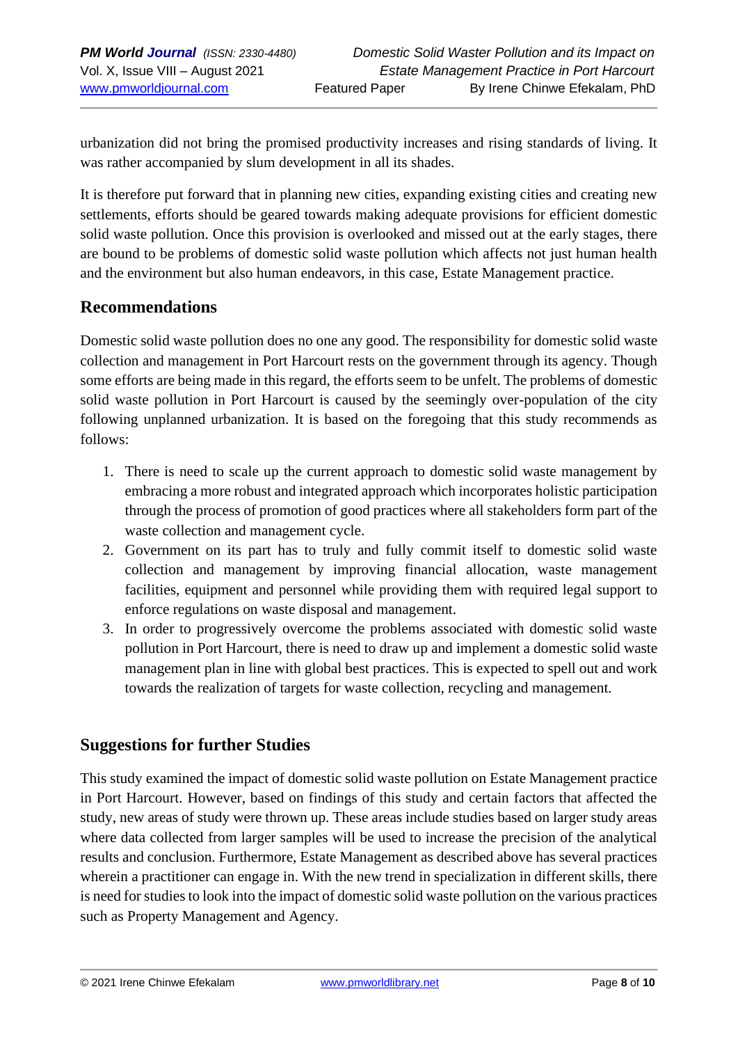urbanization did not bring the promised productivity increases and rising standards of living. It was rather accompanied by slum development in all its shades.

It is therefore put forward that in planning new cities, expanding existing cities and creating new settlements, efforts should be geared towards making adequate provisions for efficient domestic solid waste pollution. Once this provision is overlooked and missed out at the early stages, there are bound to be problems of domestic solid waste pollution which affects not just human health and the environment but also human endeavors, in this case, Estate Management practice.

## Recommendations

Domestic solid waste pollution does no one any good. The responsibility for domestic solid waste collection and management in Port Harcourt rests on the government through its agency. Though some efforts are being made in this regard, the efforts seem to be unfelt. The problems of domestic solid waste pollution in Port Harcourt is caused by the seemingly over-population of the city following unplanned urbanization. It is based on the foregoing that this study recommends as follows:

1. There is need to scale up the current approach to domestic solid waste management by embracing a more robust and integrated approach which incorporates holistic participation through the process of promotion of good practices where all stakeholders form part of the waste collection and management cycle.
2. Government on its part has to truly and fully commit itself to domestic solid waste collection and management by improving financial allocation, waste management facilities, equipment and personnel while providing them with required legal support to enforce regulations on waste disposal and management.
3. In order to progressively overcome the problems associated with domestic solid waste pollution in Port Harcourt, there is need to draw up and implement a domestic solid waste management plan in line with global best practices. This is expected to spell out and work towards the realization of targets for waste collection, recycling and management.

## Suggestions for further Studies

This study examined the impact of domestic solid waste pollution on Estate Management practice in Port Harcourt. However, based on findings of this study and certain factors that affected the study, new areas of study were thrown up. These areas include studies based on larger study areas where data collected from larger samples will be used to increase the precision of the analytical results and conclusion. Furthermore, Estate Management as described above has several practices wherein a practitioner can engage in. With the new trend in specialization in different skills, there is need for studies to look into the impact of domestic solid waste pollution on the various practices such as Property Management and Agency.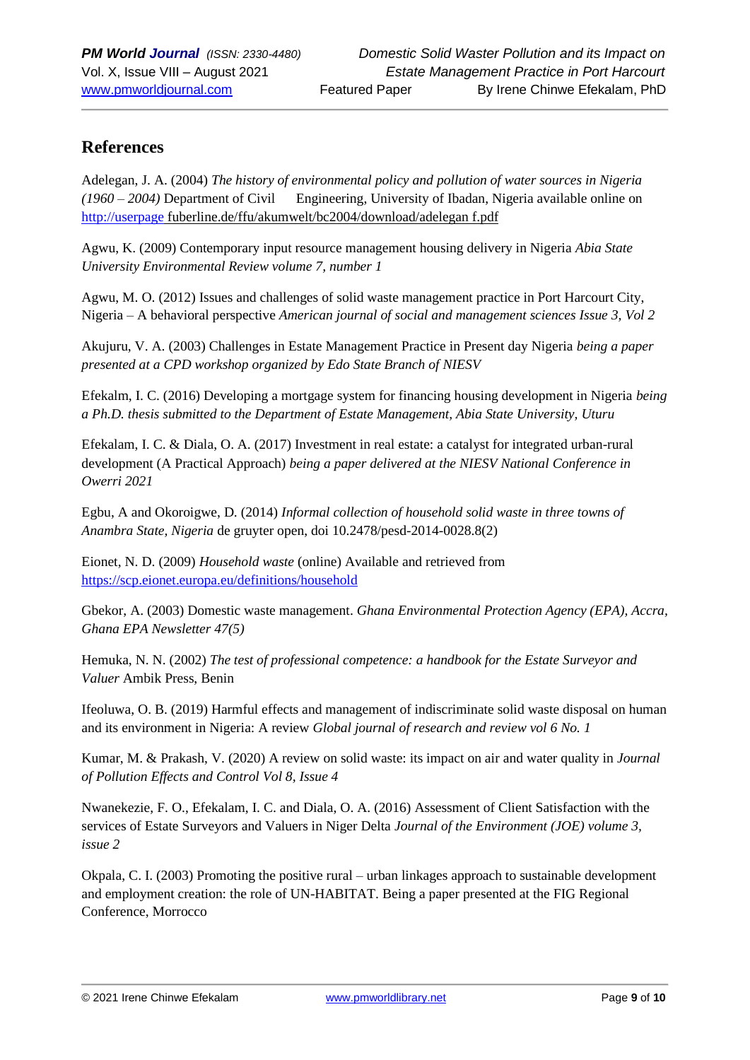## References

Adelegan, J. A. (2004) *The history of environmental policy and pollution of water sources in Nigeria (1960 – 2004)* Department of Civil Engineering, University of Ibadan, Nigeria available online on http://userpage fuberline.de/ffu/akumwelt/bc2004/download/adelegan f.pdf

Agwu, K. (2009) Contemporary input resource management housing delivery in Nigeria *Abia State University Environmental Review volume 7, number 1*

Agwu, M. O. (2012) Issues and challenges of solid waste management practice in Port Harcourt City, Nigeria – A behavioral perspective *American journal of social and management sciences Issue 3, Vol 2*

Akujuru, V. A. (2003) Challenges in Estate Management Practice in Present day Nigeria *being a paper presented at a CPD workshop organized by Edo State Branch of NIESV*

Efekalm, I. C. (2016) Developing a mortgage system for financing housing development in Nigeria *being a Ph.D. thesis submitted to the Department of Estate Management, Abia State University, Uturu*

Efekalam, I. C. & Diala, O. A. (2017) Investment in real estate: a catalyst for integrated urban-rural development (A Practical Approach) *being a paper delivered at the NIESV National Conference in Owerri 2021*

Egbu, A and Okoroigwe, D. (2014) *Informal collection of household solid waste in three towns of Anambra State, Nigeria* de gruyter open, doi 10.2478/pesd-2014-0028.8(2)

Eionet, N. D. (2009) *Household waste* (online) Available and retrieved from https://scp.eionet.europa.eu/definitions/household

Gbekor, A. (2003) Domestic waste management. *Ghana Environmental Protection Agency (EPA), Accra, Ghana EPA Newsletter 47(5)*

Hemuka, N. N. (2002) *The test of professional competence: a handbook for the Estate Surveyor and Valuer* Ambik Press, Benin

Ifeoluwa, O. B. (2019) Harmful effects and management of indiscriminate solid waste disposal on human and its environment in Nigeria: A review *Global journal of research and review vol 6 No. 1*

Kumar, M. & Prakash, V. (2020) A review on solid waste: its impact on air and water quality in *Journal of Pollution Effects and Control Vol 8, Issue 4*

Nwanekezie, F. O., Efekalam, I. C. and Diala, O. A. (2016) Assessment of Client Satisfaction with the services of Estate Surveyors and Valuers in Niger Delta *Journal of the Environment (JOE) volume 3, issue 2*

Okpala, C. I. (2003) Promoting the positive rural – urban linkages approach to sustainable development and employment creation: the role of UN-HABITAT. Being a paper presented at the FIG Regional Conference, Morrocco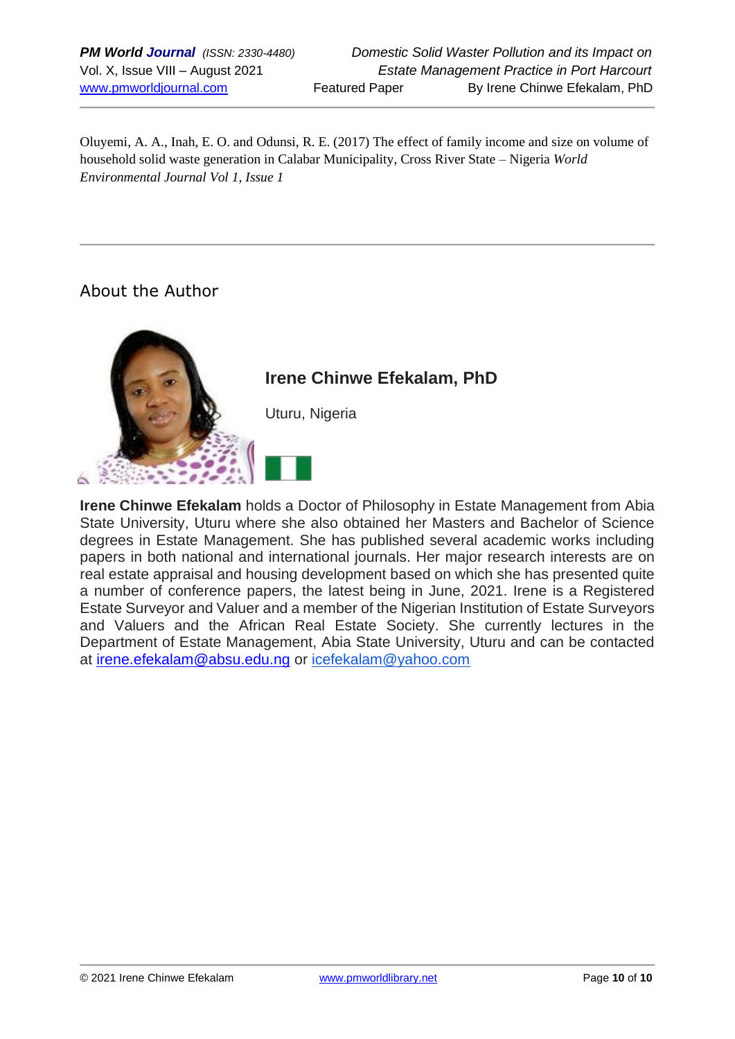Oluyemi, A. A., Inah, E. O. and Odunsi, R. E. (2017) The effect of family income and size on volume of household solid waste generation in Calabar Municipality, Cross River State – Nigeria *World Environmental Journal Vol 1, Issue 1*

---

## About the Author

### Irene Chinwe Efekalam, PhD

Uturu, Nigeria

**Irene Chinwe Efekalam** holds a Doctor of Philosophy in Estate Management from Abia State University, Uturu where she also obtained her Masters and Bachelor of Science degrees in Estate Management. She has published several academic works including papers in both national and international journals. Her major research interests are on real estate appraisal and housing development based on which she has presented quite a number of conference papers, the latest being in June, 2021. Irene is a Registered Estate Surveyor and Valuer and a member of the Nigerian Institution of Estate Surveyors and Valuers and the African Real Estate Society. She currently lectures in the Department of Estate Management, Abia State University, Uturu and can be contacted at irene.efekalam@absu.edu.ng or icefekalam@yahoo.com